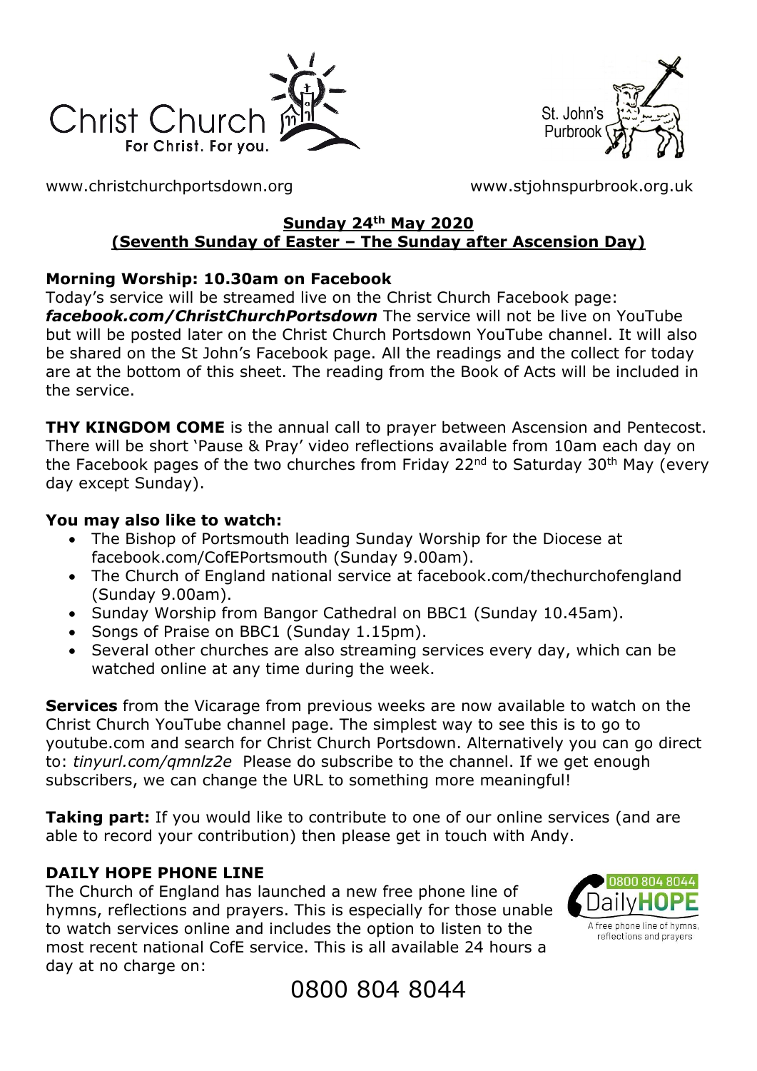Christ Church
For Christ. For you.

St. John's Purbrook

www.christchurchportsdown.org www.stjohnspurbrook.org.uk

## Sunday 24th May 2020
## (Seventh Sunday of Easter – The Sunday after Ascension Day)

**Morning Worship: 10.30am on Facebook**

Today's service will be streamed live on the Christ Church Facebook page: ***facebook.com/ChristChurchPortsdown*** The service will not be live on YouTube but will be posted later on the Christ Church Portsdown YouTube channel. It will also be shared on the St John's Facebook page. All the readings and the collect for today are at the bottom of this sheet. The reading from the Book of Acts will be included in the service.

**THY KINGDOM COME** is the annual call to prayer between Ascension and Pentecost. There will be short 'Pause & Pray' video reflections available from 10am each day on the Facebook pages of the two churches from Friday 22nd to Saturday 30th May (every day except Sunday).

**You may also like to watch:**

- The Bishop of Portsmouth leading Sunday Worship for the Diocese at facebook.com/CofEPortsmouth (Sunday 9.00am).
- The Church of England national service at facebook.com/thechurchofengland (Sunday 9.00am).
- Sunday Worship from Bangor Cathedral on BBC1 (Sunday 10.45am).
- Songs of Praise on BBC1 (Sunday 1.15pm).
- Several other churches are also streaming services every day, which can be watched online at any time during the week.

**Services** from the Vicarage from previous weeks are now available to watch on the Christ Church YouTube channel page. The simplest way to see this is to go to youtube.com and search for Christ Church Portsdown. Alternatively you can go direct to: *tinyurl.com/qmnlz2e* Please do subscribe to the channel. If we get enough subscribers, we can change the URL to something more meaningful!

**Taking part:** If you would like to contribute to one of our online services (and are able to record your contribution) then please get in touch with Andy.

**DAILY HOPE PHONE LINE**

The Church of England has launched a new free phone line of hymns, reflections and prayers. This is especially for those unable to watch services online and includes the option to listen to the most recent national CofE service. This is all available 24 hours a day at no charge on:

0800 804 8044 DailyHOPE A free phone line of hymns, reflections and prayers

0800 804 8044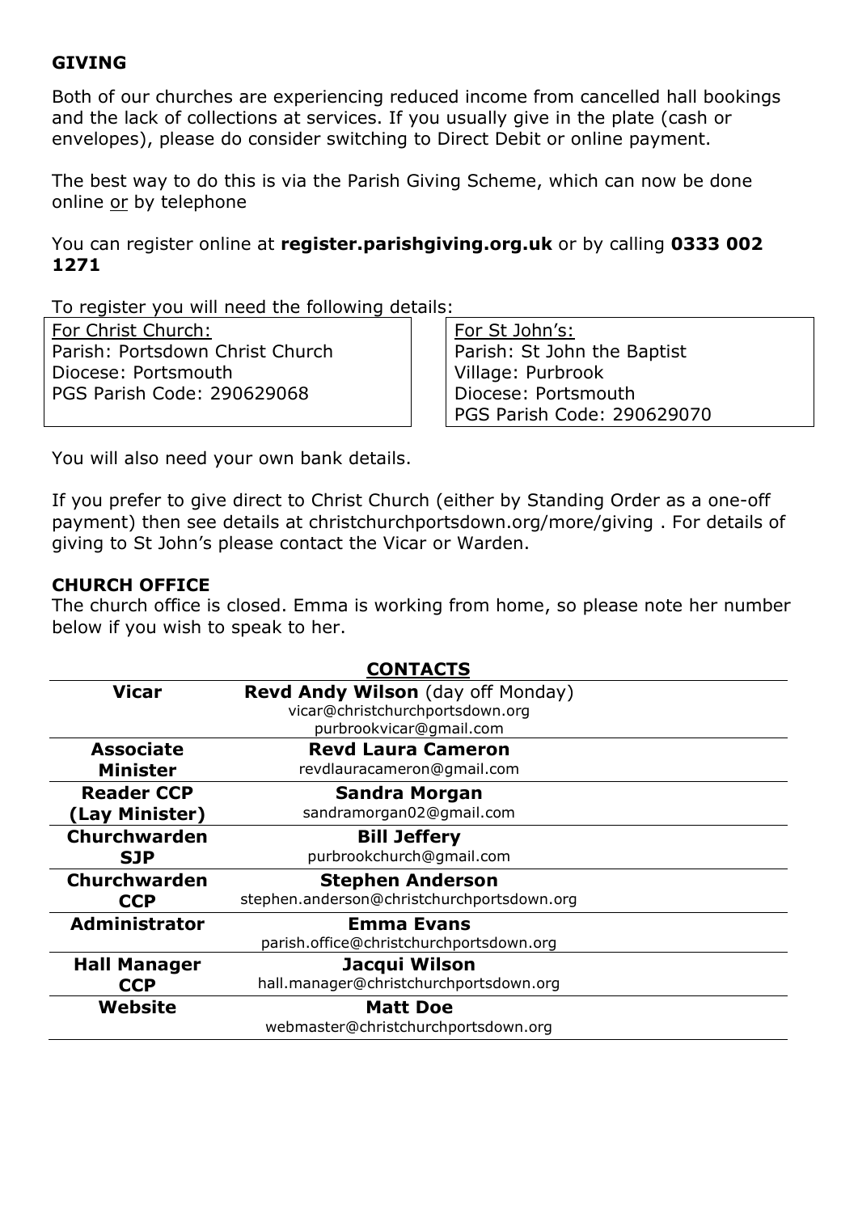## GIVING

Both of our churches are experiencing reduced income from cancelled hall bookings and the lack of collections at services. If you usually give in the plate (cash or envelopes), please do consider switching to Direct Debit or online payment.

The best way to do this is via the Parish Giving Scheme, which can now be done online or by telephone

You can register online at **register.parishgiving.org.uk** or by calling **0333 002 1271**

To register you will need the following details:

For Christ Church:
Parish: Portsdown Christ Church
Diocese: Portsmouth
PGS Parish Code: 290629068

For St John's:
Parish: St John the Baptist
Village: Purbrook
Diocese: Portsmouth
PGS Parish Code: 290629070

You will also need your own bank details.

If you prefer to give direct to Christ Church (either by Standing Order as a one-off payment) then see details at christchurchportsdown.org/more/giving . For details of giving to St John's please contact the Vicar or Warden.

## CHURCH OFFICE

The church office is closed. Emma is working from home, so please note her number below if you wish to speak to her.

## CONTACTS

| | |
|---|---|
| **Vicar** | **Revd Andy Wilson** (day off Monday)<br>vicar@christchurchportsdown.org<br>purbrookvicar@gmail.com |
| **Associate Minister** | **Revd Laura Cameron**<br>revdlauracameron@gmail.com |
| **Reader CCP (Lay Minister)** | **Sandra Morgan**<br>sandramorgan02@gmail.com |
| **Churchwarden SJP** | **Bill Jeffery**<br>purbrookchurch@gmail.com |
| **Churchwarden CCP** | **Stephen Anderson**<br>stephen.anderson@christchurchportsdown.org |
| **Administrator** | **Emma Evans**<br>parish.office@christchurchportsdown.org |
| **Hall Manager CCP** | **Jacqui Wilson**<br>hall.manager@christchurchportsdown.org |
| **Website** | **Matt Doe**<br>webmaster@christchurchportsdown.org |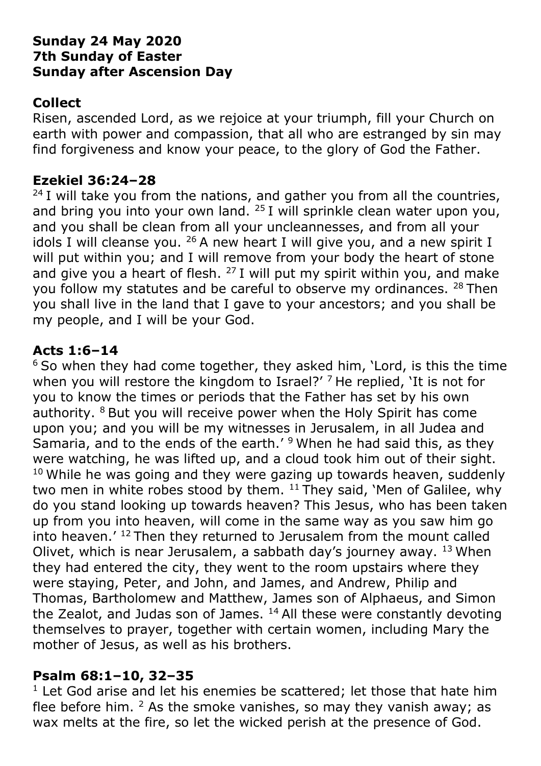**Sunday 24 May 2020**
**7th Sunday of Easter**
**Sunday after Ascension Day**

## Collect

Risen, ascended Lord, as we rejoice at your triumph, fill your Church on earth with power and compassion, that all who are estranged by sin may find forgiveness and know your peace, to the glory of God the Father.

## Ezekiel 36:24–28

[24] I will take you from the nations, and gather you from all the countries, and bring you into your own land. [25] I will sprinkle clean water upon you, and you shall be clean from all your uncleannesses, and from all your idols I will cleanse you. [26] A new heart I will give you, and a new spirit I will put within you; and I will remove from your body the heart of stone and give you a heart of flesh. [27] I will put my spirit within you, and make you follow my statutes and be careful to observe my ordinances. [28] Then you shall live in the land that I gave to your ancestors; and you shall be my people, and I will be your God.

## Acts 1:6–14

[6] So when they had come together, they asked him, 'Lord, is this the time when you will restore the kingdom to Israel?' [7] He replied, 'It is not for you to know the times or periods that the Father has set by his own authority. [8] But you will receive power when the Holy Spirit has come upon you; and you will be my witnesses in Jerusalem, in all Judea and Samaria, and to the ends of the earth.' [9] When he had said this, as they were watching, he was lifted up, and a cloud took him out of their sight. [10] While he was going and they were gazing up towards heaven, suddenly two men in white robes stood by them. [11] They said, 'Men of Galilee, why do you stand looking up towards heaven? This Jesus, who has been taken up from you into heaven, will come in the same way as you saw him go into heaven.' [12] Then they returned to Jerusalem from the mount called Olivet, which is near Jerusalem, a sabbath day's journey away. [13] When they had entered the city, they went to the room upstairs where they were staying, Peter, and John, and James, and Andrew, Philip and Thomas, Bartholomew and Matthew, James son of Alphaeus, and Simon the Zealot, and Judas son of James. [14] All these were constantly devoting themselves to prayer, together with certain women, including Mary the mother of Jesus, as well as his brothers.

## Psalm 68:1–10, 32–35

[1] Let God arise and let his enemies be scattered; let those that hate him flee before him. [2] As the smoke vanishes, so may they vanish away; as wax melts at the fire, so let the wicked perish at the presence of God.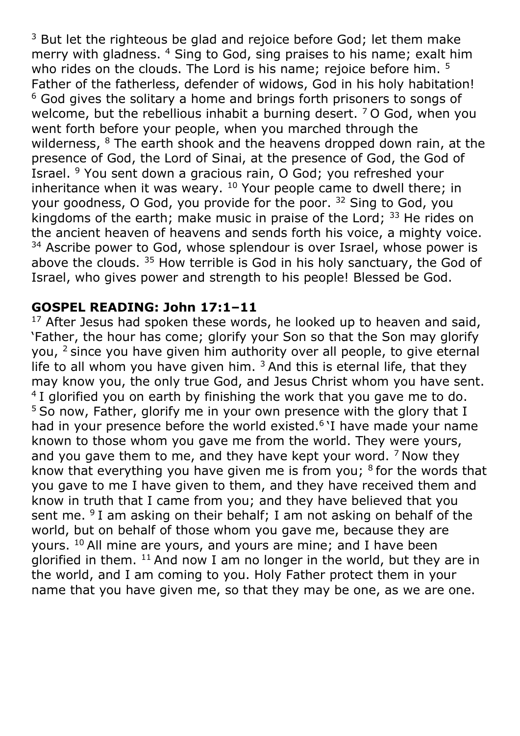[3] But let the righteous be glad and rejoice before God; let them make merry with gladness. [4] Sing to God, sing praises to his name; exalt him who rides on the clouds. The Lord is his name; rejoice before him. [5] Father of the fatherless, defender of widows, God in his holy habitation! [6] God gives the solitary a home and brings forth prisoners to songs of welcome, but the rebellious inhabit a burning desert. [7] O God, when you went forth before your people, when you marched through the wilderness, [8] The earth shook and the heavens dropped down rain, at the presence of God, the Lord of Sinai, at the presence of God, the God of Israel. [9] You sent down a gracious rain, O God; you refreshed your inheritance when it was weary. [10] Your people came to dwell there; in your goodness, O God, you provide for the poor. [32] Sing to God, you kingdoms of the earth; make music in praise of the Lord; [33] He rides on the ancient heaven of heavens and sends forth his voice, a mighty voice. [34] Ascribe power to God, whose splendour is over Israel, whose power is above the clouds. [35] How terrible is God in his holy sanctuary, the God of Israel, who gives power and strength to his people! Blessed be God.

**GOSPEL READING: John 17:1–11**

[17] After Jesus had spoken these words, he looked up to heaven and said, 'Father, the hour has come; glorify your Son so that the Son may glorify you, [2] since you have given him authority over all people, to give eternal life to all whom you have given him. [3] And this is eternal life, that they may know you, the only true God, and Jesus Christ whom you have sent. [4] I glorified you on earth by finishing the work that you gave me to do. [5] So now, Father, glorify me in your own presence with the glory that I had in your presence before the world existed.[6] 'I have made your name known to those whom you gave me from the world. They were yours, and you gave them to me, and they have kept your word. [7] Now they know that everything you have given me is from you; [8] for the words that you gave to me I have given to them, and they have received them and know in truth that I came from you; and they have believed that you sent me. [9] I am asking on their behalf; I am not asking on behalf of the world, but on behalf of those whom you gave me, because they are yours. [10] All mine are yours, and yours are mine; and I have been glorified in them. [11] And now I am no longer in the world, but they are in the world, and I am coming to you. Holy Father protect them in your name that you have given me, so that they may be one, as we are one.